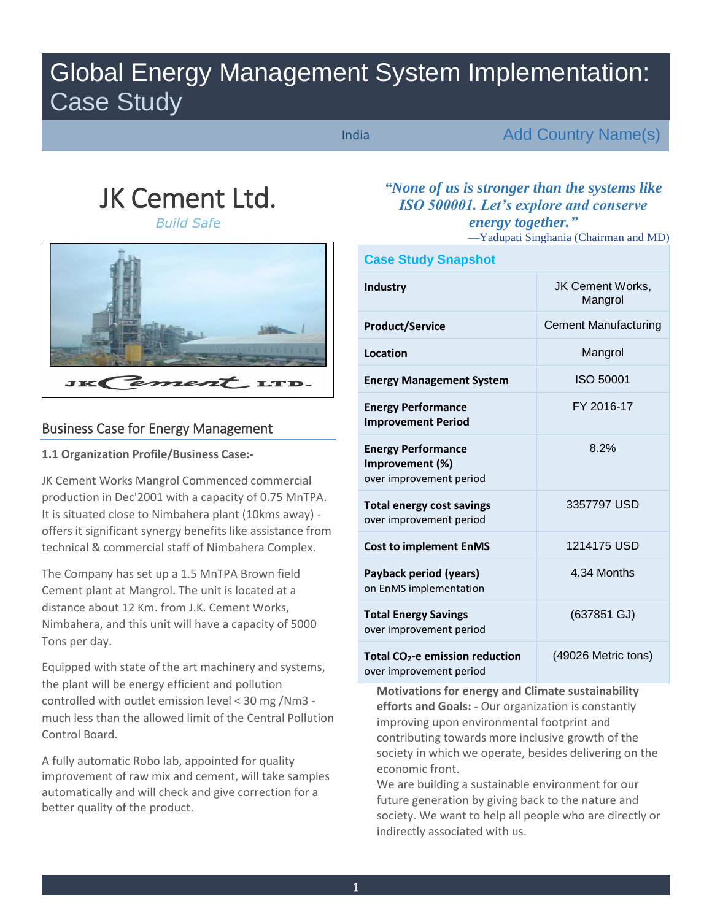# Global Energy Management System Implementation: Case Study

India — Add Country Name(s)

# JK Cement Ltd.

*Build Safe*

*"None of us is stronger than the systems like ISO 500001. Let's explore and conserve energy together."*

—Yadupati Singhania (Chairman and MD)

## Business Case for Energy Management

**1.1 Organization Profile/Business Case:-**

JK Cement Works Mangrol Commenced commercial production in Dec'2001 with a capacity of 0.75 MnTPA. It is situated close to Nimbahera plant (10kms away) - offers it significant synergy benefits like assistance from technical & commercial staff of Nimbahera Complex.

The Company has set up a 1.5 MnTPA Brown field Cement plant at Mangrol. The unit is located at a distance about 12 Km. from J.K. Cement Works, Nimbahera, and this unit will have a capacity of 5000 Tons per day.

Equipped with state of the art machinery and systems, the plant will be energy efficient and pollution controlled with outlet emission level < 30 mg /Nm3 - much less than the allowed limit of the Central Pollution Control Board.

A fully automatic Robo lab, appointed for quality improvement of raw mix and cement, will take samples automatically and will check and give correction for a better quality of the product.

### Case Study Snapshot

| | |
|---|---|
| **Industry** | JK Cement Works, Mangrol |
| **Product/Service** | Cement Manufacturing |
| **Location** | Mangrol |
| **Energy Management System** | ISO 50001 |
| **Energy Performance Improvement Period** | FY 2016-17 |
| **Energy Performance Improvement (%)** over improvement period | 8.2% |
| **Total energy cost savings** over improvement period | 3357797 USD |
| **Cost to implement EnMS** | 1214175 USD |
| **Payback period (years)** on EnMS implementation | 4.34 Months |
| **Total Energy Savings** over improvement period | (637851 GJ) |
| **Total $CO_2$-e emission reduction** over improvement period | (49026 Metric tons) |

**Motivations for energy and Climate sustainability efforts and Goals: -** Our organization is constantly improving upon environmental footprint and contributing towards more inclusive growth of the society in which we operate, besides delivering on the economic front.

We are building a sustainable environment for our future generation by giving back to the nature and society. We want to help all people who are directly or indirectly associated with us.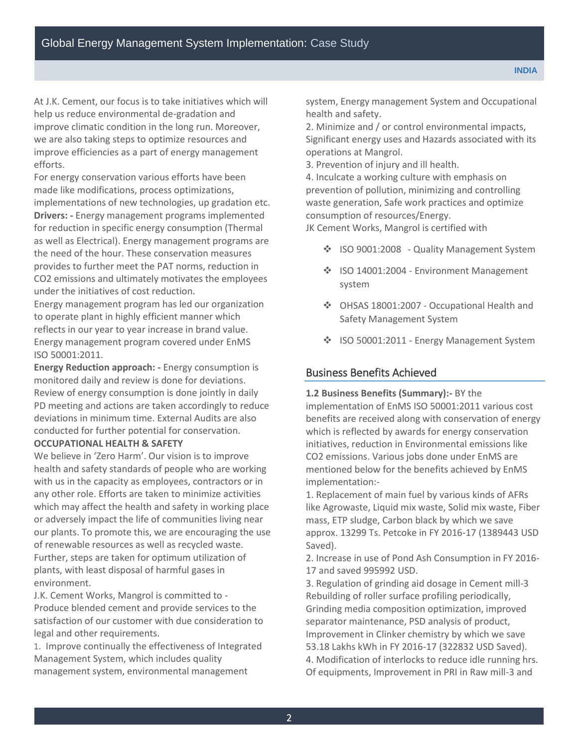At J.K. Cement, our focus is to take initiatives which will help us reduce environmental de-gradation and improve climatic condition in the long run. Moreover, we are also taking steps to optimize resources and improve efficiencies as a part of energy management efforts.

For energy conservation various efforts have been made like modifications, process optimizations, implementations of new technologies, up gradation etc.

**Drivers: -** Energy management programs implemented for reduction in specific energy consumption (Thermal as well as Electrical). Energy management programs are the need of the hour. These conservation measures provides to further meet the PAT norms, reduction in $CO_2$ emissions and ultimately motivates the employees under the initiatives of cost reduction.

Energy management program has led our organization to operate plant in highly efficient manner which reflects in our year to year increase in brand value. Energy management program covered under EnMS ISO 50001:2011.

**Energy Reduction approach: -** Energy consumption is monitored daily and review is done for deviations. Review of energy consumption is done jointly in daily PD meeting and actions are taken accordingly to reduce deviations in minimum time. External Audits are also conducted for further potential for conservation.

**OCCUPATIONAL HEALTH & SAFETY**

We believe in 'Zero Harm'. Our vision is to improve health and safety standards of people who are working with us in the capacity as employees, contractors or in any other role. Efforts are taken to minimize activities which may affect the health and safety in working place or adversely impact the life of communities living near our plants. To promote this, we are encouraging the use of renewable resources as well as recycled waste. Further, steps are taken for optimum utilization of plants, with least disposal of harmful gases in environment.

J.K. Cement Works, Mangrol is committed to - Produce blended cement and provide services to the satisfaction of our customer with due consideration to legal and other requirements.

1. Improve continually the effectiveness of Integrated Management System, which includes quality management system, environmental management system, Energy management System and Occupational health and safety.
2. Minimize and / or control environmental impacts, Significant energy uses and Hazards associated with its operations at Mangrol.
3. Prevention of injury and ill health.
4. Inculcate a working culture with emphasis on prevention of pollution, minimizing and controlling waste generation, Safe work practices and optimize consumption of resources/Energy.

JK Cement Works, Mangrol is certified with

- ISO 9001:2008 - Quality Management System
- ISO 14001:2004 - Environment Management system
- OHSAS 18001:2007 - Occupational Health and Safety Management System
- ISO 50001:2011 - Energy Management System

## Business Benefits Achieved

**1.2 Business Benefits (Summary):-** BY the implementation of EnMS ISO 50001:2011 various cost benefits are received along with conservation of energy which is reflected by awards for energy conservation initiatives, reduction in Environmental emissions like $CO_2$ emissions. Various jobs done under EnMS are mentioned below for the benefits achieved by EnMS implementation:-

1. Replacement of main fuel by various kinds of AFRs like Agrowaste, Liquid mix waste, Solid mix waste, Fiber mass, ETP sludge, Carbon black by which we save approx. 13299 Ts. Petcoke in FY 2016-17 (1389443 USD Saved).
2. Increase in use of Pond Ash Consumption in FY 2016-17 and saved 995992 USD.
3. Regulation of grinding aid dosage in Cement mill-3 Rebuilding of roller surface profiling periodically, Grinding media composition optimization, improved separator maintenance, PSD analysis of product, Improvement in Clinker chemistry by which we save 53.18 Lakhs kWh in FY 2016-17 (322832 USD Saved).
4. Modification of interlocks to reduce idle running hrs. Of equipments, Improvement in PRI in Raw mill-3 and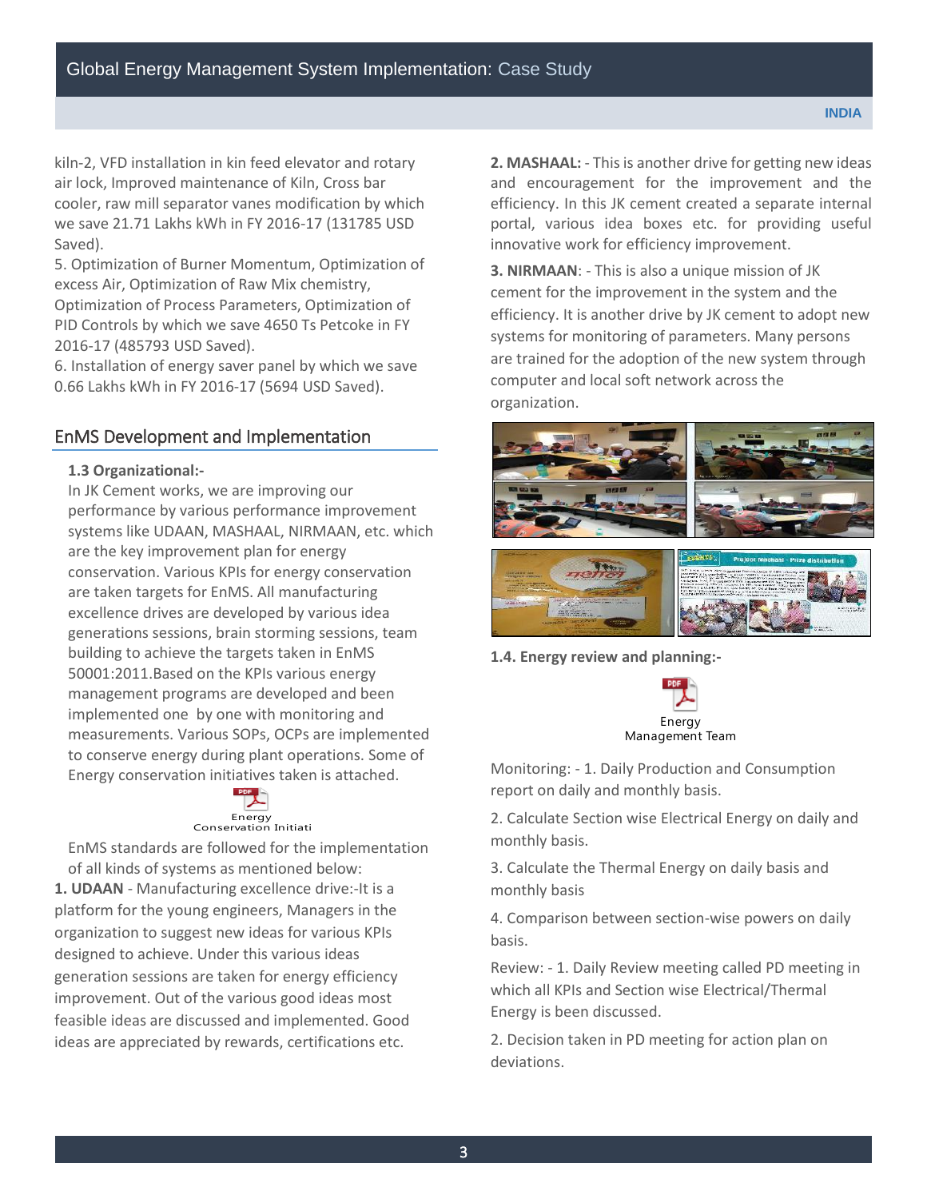kiln-2, VFD installation in kin feed elevator and rotary air lock, Improved maintenance of Kiln, Cross bar cooler, raw mill separator vanes modification by which we save 21.71 Lakhs kWh in FY 2016-17 (131785 USD Saved).

5. Optimization of Burner Momentum, Optimization of excess Air, Optimization of Raw Mix chemistry, Optimization of Process Parameters, Optimization of PID Controls by which we save 4650 Ts Petcoke in FY 2016-17 (485793 USD Saved).

6. Installation of energy saver panel by which we save 0.66 Lakhs kWh in FY 2016-17 (5694 USD Saved).

## EnMS Development and Implementation

**1.3 Organizational:-**

In JK Cement works, we are improving our performance by various performance improvement systems like UDAAN, MASHAAL, NIRMAAN, etc. which are the key improvement plan for energy conservation. Various KPIs for energy conservation are taken targets for EnMS. All manufacturing excellence drives are developed by various idea generations sessions, brain storming sessions, team building to achieve the targets taken in EnMS 50001:2011.Based on the KPIs various energy management programs are developed and been implemented one by one with monitoring and measurements. Various SOPs, OCPs are implemented to conserve energy during plant operations. Some of Energy conservation initiatives taken is attached.

Energy Conservation Initiati

EnMS standards are followed for the implementation of all kinds of systems as mentioned below:

**1. UDAAN** - Manufacturing excellence drive:-It is a platform for the young engineers, Managers in the organization to suggest new ideas for various KPIs designed to achieve. Under this various ideas generation sessions are taken for energy efficiency improvement. Out of the various good ideas most feasible ideas are discussed and implemented. Good ideas are appreciated by rewards, certifications etc.

**2. MASHAAL:** - This is another drive for getting new ideas and encouragement for the improvement and the efficiency. In this JK cement created a separate internal portal, various idea boxes etc. for providing useful innovative work for efficiency improvement.

**3. NIRMAAN**: - This is also a unique mission of JK cement for the improvement in the system and the efficiency. It is another drive by JK cement to adopt new systems for monitoring of parameters. Many persons are trained for the adoption of the new system through computer and local soft network across the organization.

**1.4. Energy review and planning:-**

Energy Management Team

Monitoring: - 1. Daily Production and Consumption report on daily and monthly basis.

2. Calculate Section wise Electrical Energy on daily and monthly basis.

3. Calculate the Thermal Energy on daily basis and monthly basis

4. Comparison between section-wise powers on daily basis.

Review: - 1. Daily Review meeting called PD meeting in which all KPIs and Section wise Electrical/Thermal Energy is been discussed.

2. Decision taken in PD meeting for action plan on deviations.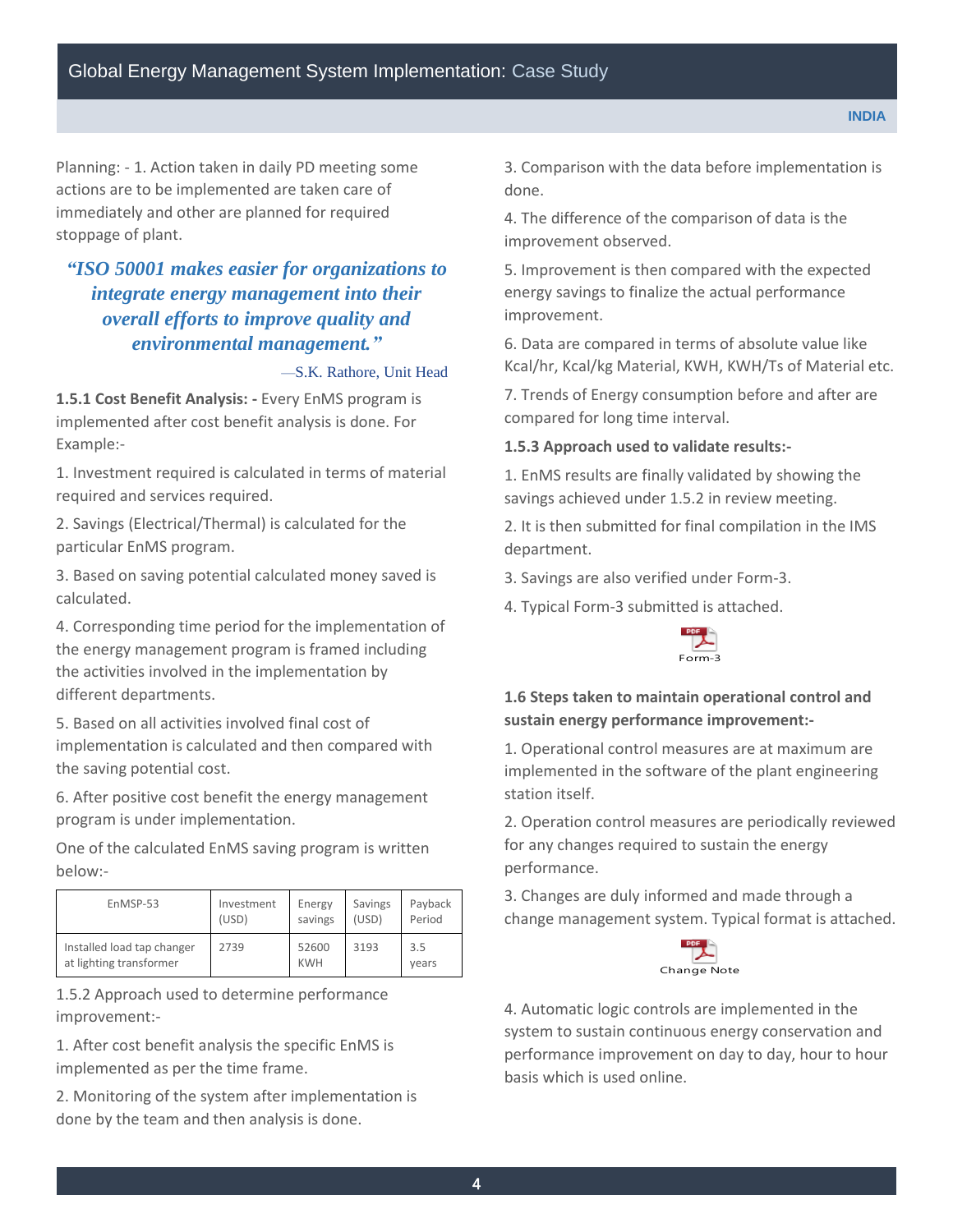Planning: - 1. Action taken in daily PD meeting some actions are to be implemented are taken care of immediately and other are planned for required stoppage of plant.

> ***"ISO 50001 makes easier for organizations to integrate energy management into their overall efforts to improve quality and environmental management."***
>
> —S.K. Rathore, Unit Head

**1.5.1 Cost Benefit Analysis: -** Every EnMS program is implemented after cost benefit analysis is done. For Example:-

1. Investment required is calculated in terms of material required and services required.

2. Savings (Electrical/Thermal) is calculated for the particular EnMS program.

3. Based on saving potential calculated money saved is calculated.

4. Corresponding time period for the implementation of the energy management program is framed including the activities involved in the implementation by different departments.

5. Based on all activities involved final cost of implementation is calculated and then compared with the saving potential cost.

6. After positive cost benefit the energy management program is under implementation.

One of the calculated EnMS saving program is written below:-

| EnMSP-53 | Investment (USD) | Energy savings | Savings (USD) | Payback Period |
|---|---|---|---|---|
| Installed load tap changer at lighting transformer | 2739 | 52600 KWH | 3193 | 3.5 years |

1.5.2 Approach used to determine performance improvement:-

1. After cost benefit analysis the specific EnMS is implemented as per the time frame.

2. Monitoring of the system after implementation is done by the team and then analysis is done.

3. Comparison with the data before implementation is done.

4. The difference of the comparison of data is the improvement observed.

5. Improvement is then compared with the expected energy savings to finalize the actual performance improvement.

6. Data are compared in terms of absolute value like Kcal/hr, Kcal/kg Material, KWH, KWH/Ts of Material etc.

7. Trends of Energy consumption before and after are compared for long time interval.

**1.5.3 Approach used to validate results:-**

1. EnMS results are finally validated by showing the savings achieved under 1.5.2 in review meeting.

2. It is then submitted for final compilation in the IMS department.

3. Savings are also verified under Form-3.

4. Typical Form-3 submitted is attached.

Form-3

**1.6 Steps taken to maintain operational control and sustain energy performance improvement:-**

1. Operational control measures are at maximum are implemented in the software of the plant engineering station itself.

2. Operation control measures are periodically reviewed for any changes required to sustain the energy performance.

3. Changes are duly informed and made through a change management system. Typical format is attached.

Change Note

4. Automatic logic controls are implemented in the system to sustain continuous energy conservation and performance improvement on day to day, hour to hour basis which is used online.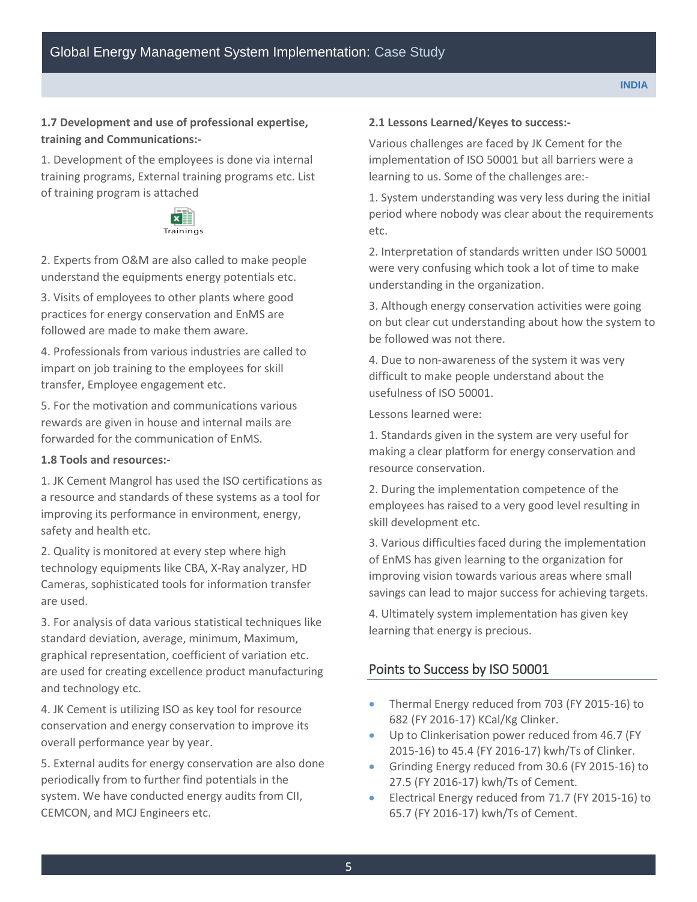**1.7 Development and use of professional expertise, training and Communications:-**

1. Development of the employees is done via internal training programs, External training programs etc. List of training program is attached

Trainings

2. Experts from O&M are also called to make people understand the equipments energy potentials etc.

3. Visits of employees to other plants where good practices for energy conservation and EnMS are followed are made to make them aware.

4. Professionals from various industries are called to impart on job training to the employees for skill transfer, Employee engagement etc.

5. For the motivation and communications various rewards are given in house and internal mails are forwarded for the communication of EnMS.

**1.8 Tools and resources:-**

1. JK Cement Mangrol has used the ISO certifications as a resource and standards of these systems as a tool for improving its performance in environment, energy, safety and health etc.

2. Quality is monitored at every step where high technology equipments like CBA, X-Ray analyzer, HD Cameras, sophisticated tools for information transfer are used.

3. For analysis of data various statistical techniques like standard deviation, average, minimum, Maximum, graphical representation, coefficient of variation etc. are used for creating excellence product manufacturing and technology etc.

4. JK Cement is utilizing ISO as key tool for resource conservation and energy conservation to improve its overall performance year by year.

5. External audits for energy conservation are also done periodically from to further find potentials in the system. We have conducted energy audits from CII, CEMCON, and MCJ Engineers etc.

**2.1 Lessons Learned/Keyes to success:-**

Various challenges are faced by JK Cement for the implementation of ISO 50001 but all barriers were a learning to us. Some of the challenges are:-

1. System understanding was very less during the initial period where nobody was clear about the requirements etc.

2. Interpretation of standards written under ISO 50001 were very confusing which took a lot of time to make understanding in the organization.

3. Although energy conservation activities were going on but clear cut understanding about how the system to be followed was not there.

4. Due to non-awareness of the system it was very difficult to make people understand about the usefulness of ISO 50001.

Lessons learned were:

1. Standards given in the system are very useful for making a clear platform for energy conservation and resource conservation.

2. During the implementation competence of the employees has raised to a very good level resulting in skill development etc.

3. Various difficulties faced during the implementation of EnMS has given learning to the organization for improving vision towards various areas where small savings can lead to major success for achieving targets.

4. Ultimately system implementation has given key learning that energy is precious.

## Points to Success by ISO 50001

- Thermal Energy reduced from 703 (FY 2015-16) to 682 (FY 2016-17) KCal/Kg Clinker.
- Up to Clinkerisation power reduced from 46.7 (FY 2015-16) to 45.4 (FY 2016-17) kwh/Ts of Clinker.
- Grinding Energy reduced from 30.6 (FY 2015-16) to 27.5 (FY 2016-17) kwh/Ts of Cement.
- Electrical Energy reduced from 71.7 (FY 2015-16) to 65.7 (FY 2016-17) kwh/Ts of Cement.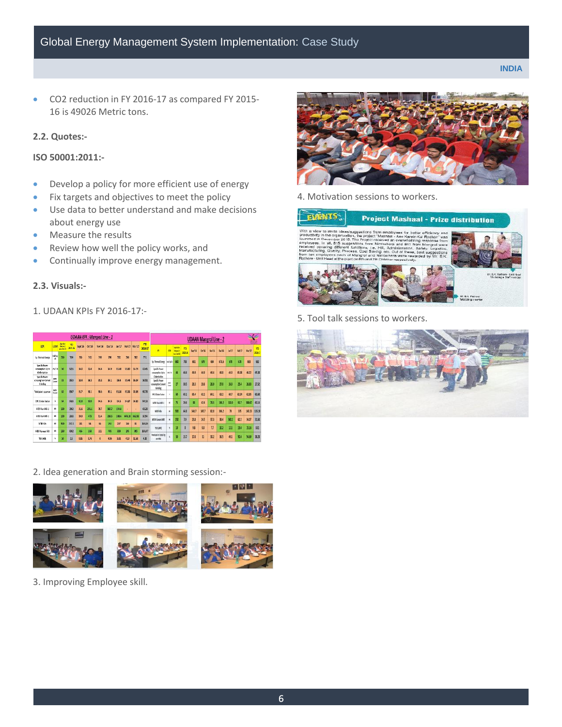- $CO_2$ reduction in FY 2016-17 as compared FY 2015-16 is 49026 Metric tons.

**2.2. Quotes:-**

**ISO 50001:2011:-**

- Develop a policy for more efficient use of energy
- Fix targets and objectives to meet the policy
- Use data to better understand and make decisions about energy use
- Measure the results
- Review how well the policy works, and
- Continually improve energy management.

**2.3. Visuals:-**

1. UDAAN KPIs FY 2016-17:-

2. Idea generation and Brain storming session:-

3. Improving Employee skill.

4. Motivation sessions to workers.

5. Tool talk sessions to workers.